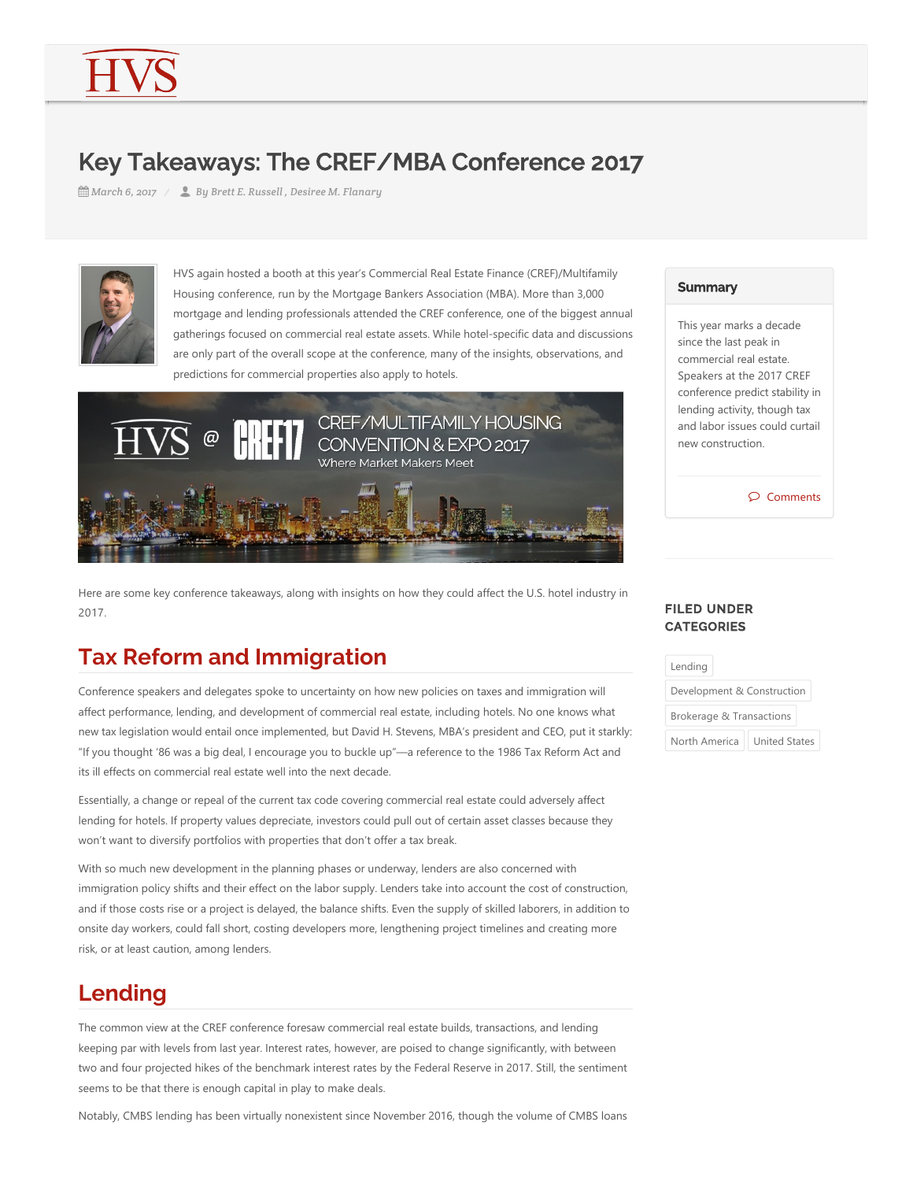# Key Takeaways: The CREF/MBA Conference 2017

*March 6, 2017* / *By Brett E. Russell , Desiree M. Flanary*

HVS again hosted a booth at this year's Commercial Real Estate Finance (CREF)/Multifamily Housing conference, run by the Mortgage Bankers Association (MBA). More than 3,000 mortgage and lending professionals attended the CREF conference, one of the biggest annual gatherings focused on commercial real estate assets. While hotel-specific data and discussions are only part of the overall scope at the conference, many of the insights, observations, and predictions for commercial properties also apply to hotels.

Here are some key conference takeaways, along with insights on how they could affect the U.S. hotel industry in 2017.

## Tax Reform and Immigration

Conference speakers and delegates spoke to uncertainty on how new policies on taxes and immigration will affect performance, lending, and development of commercial real estate, including hotels. No one knows what new tax legislation would entail once implemented, but David H. Stevens, MBA's president and CEO, put it starkly: "If you thought '86 was a big deal, I encourage you to buckle up"—a reference to the 1986 Tax Reform Act and its ill effects on commercial real estate well into the next decade.

Essentially, a change or repeal of the current tax code covering commercial real estate could adversely affect lending for hotels. If property values depreciate, investors could pull out of certain asset classes because they won't want to diversify portfolios with properties that don't offer a tax break.

With so much new development in the planning phases or underway, lenders are also concerned with immigration policy shifts and their effect on the labor supply. Lenders take into account the cost of construction, and if those costs rise or a project is delayed, the balance shifts. Even the supply of skilled laborers, in addition to onsite day workers, could fall short, costing developers more, lengthening project timelines and creating more risk, or at least caution, among lenders.

## Lending

The common view at the CREF conference foresaw commercial real estate builds, transactions, and lending keeping par with levels from last year. Interest rates, however, are poised to change significantly, with between two and four projected hikes of the benchmark interest rates by the Federal Reserve in 2017. Still, the sentiment seems to be that there is enough capital in play to make deals.

Notably, CMBS lending has been virtually nonexistent since November 2016, though the volume of CMBS loans

**Summary**

This year marks a decade since the last peak in commercial real estate. Speakers at the 2017 CREF conference predict stability in lending activity, though tax and labor issues could curtail new construction.

Comments

**FILED UNDER CATEGORIES**

Lending | Development & Construction | Brokerage & Transactions | North America | United States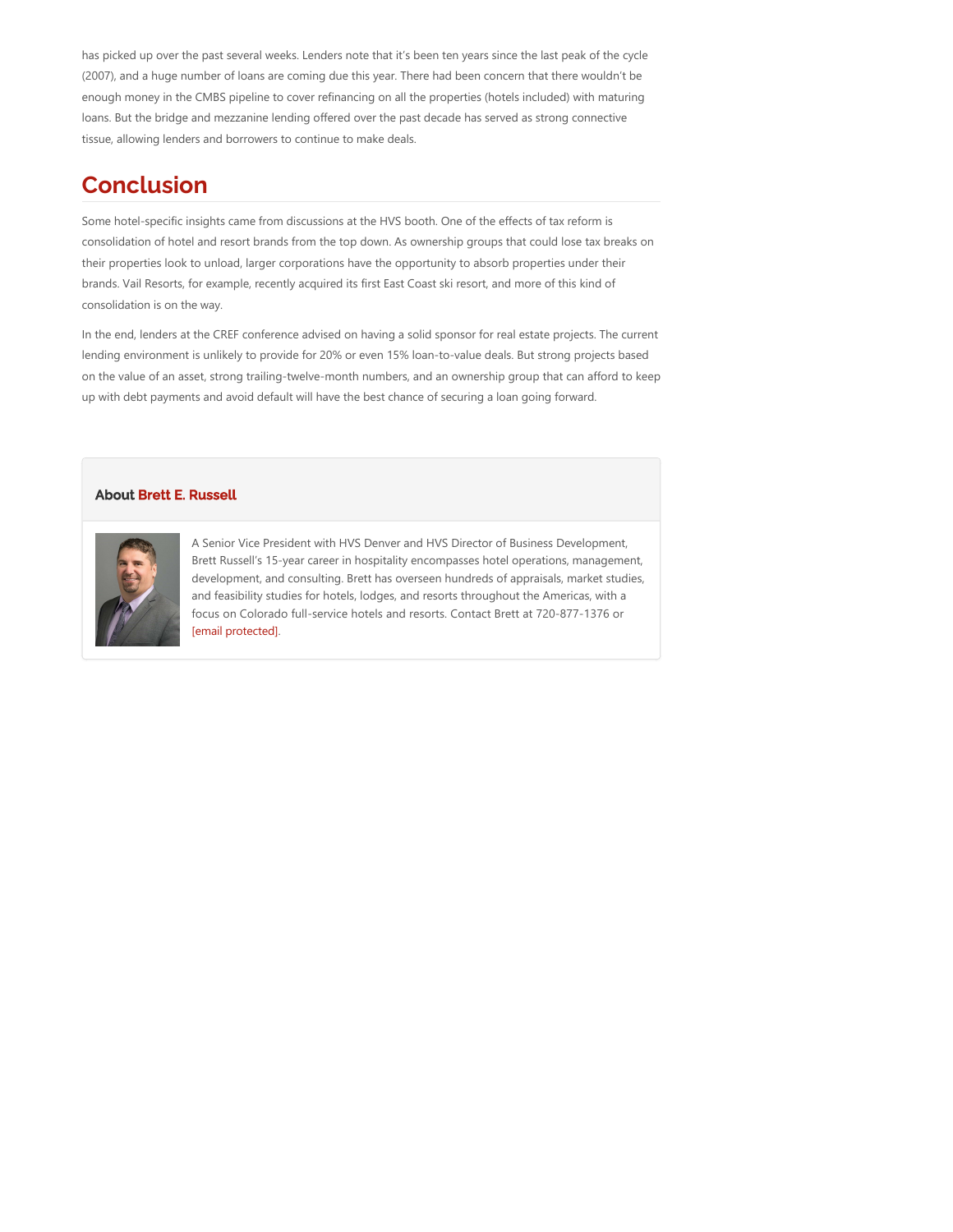has picked up over the past several weeks. Lenders note that it's been ten years since the last peak of the cycle (2007), and a huge number of loans are coming due this year. There had been concern that there wouldn't be enough money in the CMBS pipeline to cover refinancing on all the properties (hotels included) with maturing loans. But the bridge and mezzanine lending offered over the past decade has served as strong connective tissue, allowing lenders and borrowers to continue to make deals.

## Conclusion

Some hotel-specific insights came from discussions at the HVS booth. One of the effects of tax reform is consolidation of hotel and resort brands from the top down. As ownership groups that could lose tax breaks on their properties look to unload, larger corporations have the opportunity to absorb properties under their brands. Vail Resorts, for example, recently acquired its first East Coast ski resort, and more of this kind of consolidation is on the way.

In the end, lenders at the CREF conference advised on having a solid sponsor for real estate projects. The current lending environment is unlikely to provide for 20% or even 15% loan-to-value deals. But strong projects based on the value of an asset, strong trailing-twelve-month numbers, and an ownership group that can afford to keep up with debt payments and avoid default will have the best chance of securing a loan going forward.

### About Brett E. Russell

A Senior Vice President with HVS Denver and HVS Director of Business Development, Brett Russell's 15-year career in hospitality encompasses hotel operations, management, development, and consulting. Brett has overseen hundreds of appraisals, market studies, and feasibility studies for hotels, lodges, and resorts throughout the Americas, with a focus on Colorado full-service hotels and resorts. Contact Brett at 720-877-1376 or [email protected].